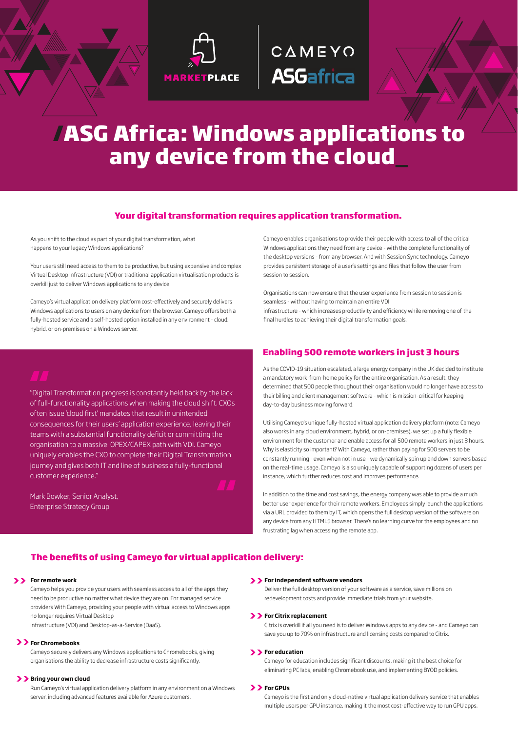MARKETPLACE

CAMEYO
ASGafrica

# /ASG Africa: Windows applications to any device from the cloud_

## Your digital transformation requires application transformation.

As you shift to the cloud as part of your digital transformation, what happens to your legacy Windows applications?

Your users still need access to them to be productive, but using expensive and complex Virtual Desktop Infrastructure (VDI) or traditional application virtualisation products is overkill just to deliver Windows applications to any device.

Cameyo's virtual application delivery platform cost-effectively and securely delivers Windows applications to users on any device from the browser. Cameyo offers both a fully-hosted service and a self-hosted option installed in any environment - cloud, hybrid, or on-premises on a Windows server.

Cameyo enables organisations to provide their people with access to all of the critical Windows applications they need from any device - with the complete functionality of the desktop versions - from any browser. And with Session Sync technology, Cameyo provides persistent storage of a user's settings and files that follow the user from session to session.

Organisations can now ensure that the user experience from session to session is seamless - without having to maintain an entire VDI infrastructure - which increases productivity and efficiency while removing one of the final hurdles to achieving their digital transformation goals.

> "Digital Transformation progress is constantly held back by the lack of full-functionality applications when making the cloud shift. CXOs often issue 'cloud first' mandates that result in unintended consequences for their users' application experience, leaving their teams with a substantial functionality deficit or committing the organisation to a massive OPEX/CAPEX path with VDI. Cameyo uniquely enables the CXO to complete their Digital Transformation journey and gives both IT and line of business a fully-functional customer experience."
>
> Mark Bowker, Senior Analyst,
> Enterprise Strategy Group

## Enabling 500 remote workers in just 3 hours

As the COVID-19 situation escalated, a large energy company in the UK decided to institute a mandatory work-from-home policy for the entire organisation. As a result, they determined that 500 people throughout their organisation would no longer have access to their billing and client management software - which is mission-critical for keeping day-to-day business moving forward.

Utilising Cameyo's unique fully-hosted virtual application delivery platform (note: Cameyo also works in any cloud environment, hybrid, or on-premises), we set up a fully flexible environment for the customer and enable access for all 500 remote workers in just 3 hours. Why is elasticity so important? With Cameyo, rather than paying for 500 servers to be constantly running - even when not in use - we dynamically spin up and down servers based on the real-time usage. Cameyo is also uniquely capable of supporting dozens of users per instance, which further reduces cost and improves performance.

In addition to the time and cost savings, the energy company was able to provide a much better user experience for their remote workers. Employees simply launch the applications via a URL provided to them by IT, which opens the full desktop version of the software on any device from any HTML5 browser. There's no learning curve for the employees and no frustrating lag when accessing the remote app.

## The benefits of using Cameyo for virtual application delivery:

**For remote work**
Cameyo helps you provide your users with seamless access to all of the apps they need to be productive no matter what device they are on. For managed service providers With Cameyo, providing your people with virtual access to Windows apps no longer requires Virtual Desktop Infrastructure (VDI) and Desktop-as-a-Service (DaaS).

**For Chromebooks**
Cameyo securely delivers any Windows applications to Chromebooks, giving organisations the ability to decrease infrastructure costs significantly.

**Bring your own cloud**
Run Cameyo's virtual application delivery platform in any environment on a Windows server, including advanced features available for Azure customers.

**For independent software vendors**
Deliver the full desktop version of your software as a service, save millions on redevelopment costs and provide immediate trials from your website.

**For Citrix replacement**
Citrix is overkill if all you need is to deliver Windows apps to any device - and Cameyo can save you up to 70% on infrastructure and licensing costs compared to Citrix.

**For education**
Cameyo for education includes significant discounts, making it the best choice for eliminating PC labs, enabling Chromebook use, and implementing BYOD policies.

**For GPUs**
Cameyo is the first and only cloud-native virtual application delivery service that enables multiple users per GPU instance, making it the most cost-effective way to run GPU apps.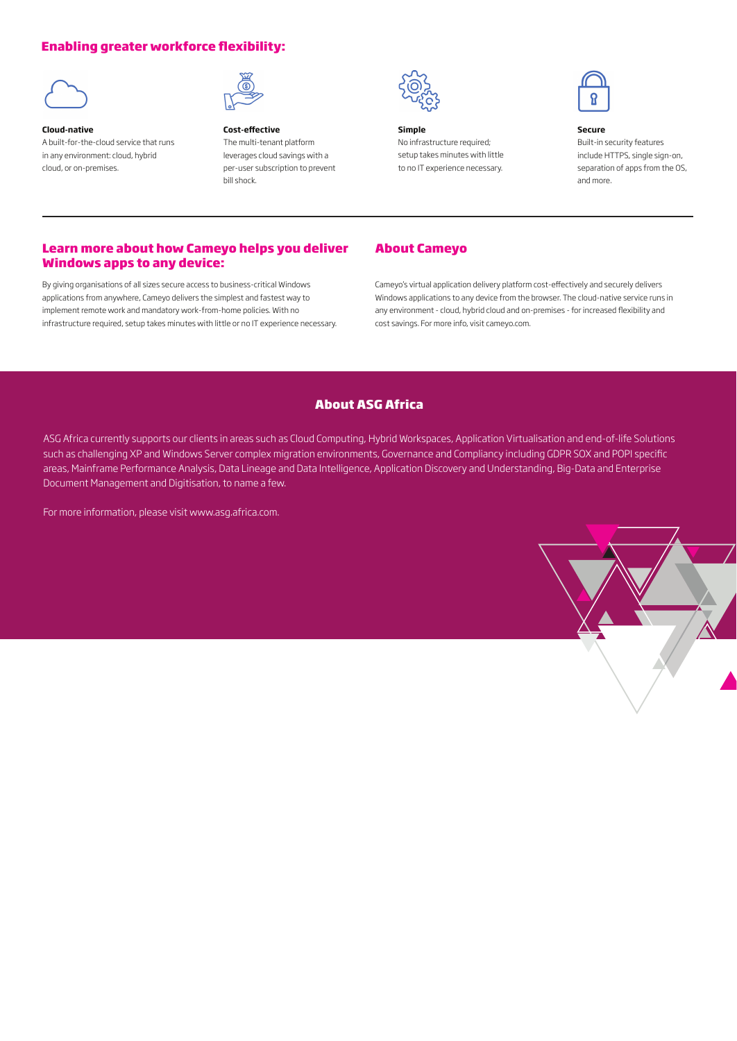## Enabling greater workforce flexibility:

**Cloud-native**
A built-for-the-cloud service that runs in any environment: cloud, hybrid cloud, or on-premises.

**Cost-effective**
The multi-tenant platform leverages cloud savings with a per-user subscription to prevent bill shock.

**Simple**
No infrastructure required; setup takes minutes with little to no IT experience necessary.

**Secure**
Built-in security features include HTTPS, single sign-on, separation of apps from the OS, and more.

## Learn more about how Cameyo helps you deliver Windows apps to any device:

By giving organisations of all sizes secure access to business-critical Windows applications from anywhere, Cameyo delivers the simplest and fastest way to implement remote work and mandatory work-from-home policies. With no infrastructure required, setup takes minutes with little or no IT experience necessary.

## About Cameyo

Cameyo's virtual application delivery platform cost-effectively and securely delivers Windows applications to any device from the browser. The cloud-native service runs in any environment - cloud, hybrid cloud and on-premises - for increased flexibility and cost savings. For more info, visit cameyo.com.

## About ASG Africa

ASG Africa currently supports our clients in areas such as Cloud Computing, Hybrid Workspaces, Application Virtualisation and end-of-life Solutions such as challenging XP and Windows Server complex migration environments, Governance and Compliancy including GDPR SOX and POPI specific areas, Mainframe Performance Analysis, Data Lineage and Data Intelligence, Application Discovery and Understanding, Big-Data and Enterprise Document Management and Digitisation, to name a few.

For more information, please visit www.asg.africa.com.